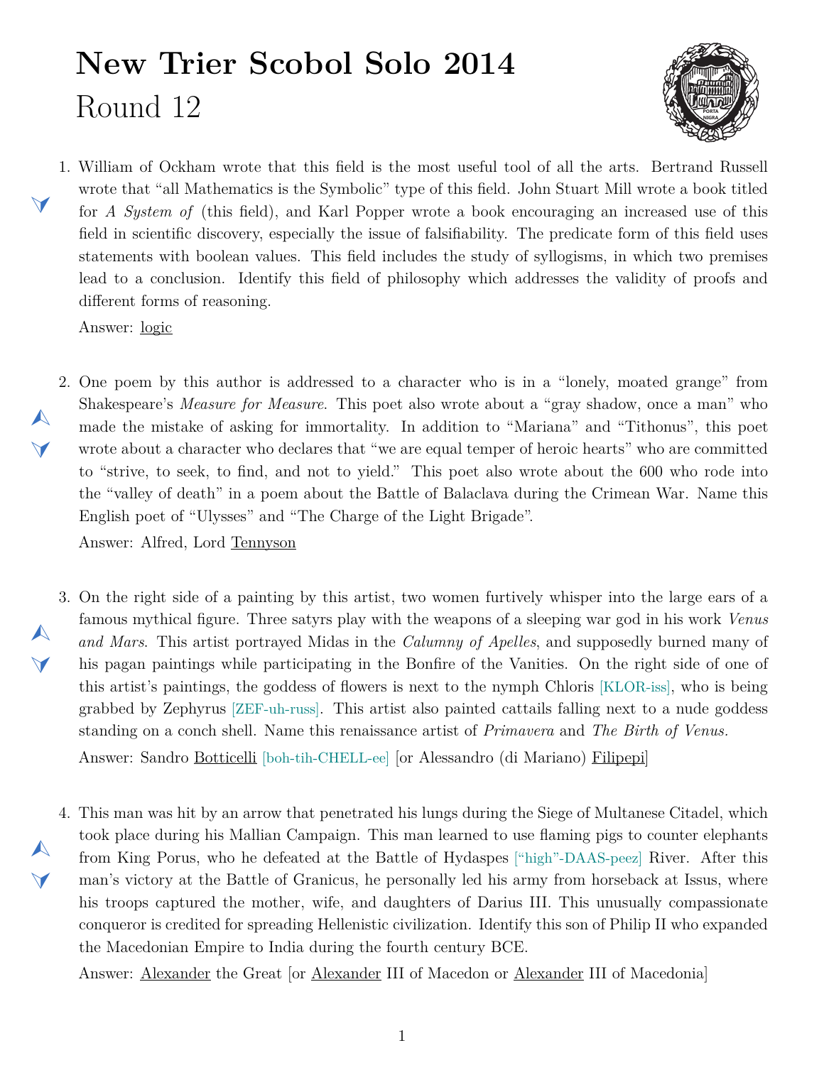# New Trier Scobol Solo 2014

## Round 12

1. William of Ockham wrote that this field is the most useful tool of all the arts. Bertrand Russell wrote that "all Mathematics is the Symbolic" type of this field. John Stuart Mill wrote a book titled for *A System of* (this field), and Karl Popper wrote a book encouraging an increased use of this field in scientific discovery, especially the issue of falsifiability. The predicate form of this field uses statements with boolean values. This field includes the study of syllogisms, in which two premises lead to a conclusion. Identify this field of philosophy which addresses the validity of proofs and different forms of reasoning.

   Answer: logic

2. One poem by this author is addressed to a character who is in a "lonely, moated grange" from Shakespeare's *Measure for Measure*. This poet also wrote about a "gray shadow, once a man" who made the mistake of asking for immortality. In addition to "Mariana" and "Tithonus", this poet wrote about a character who declares that "we are equal temper of heroic hearts" who are committed to "strive, to seek, to find, and not to yield." This poet also wrote about the 600 who rode into the "valley of death" in a poem about the Battle of Balaclava during the Crimean War. Name this English poet of "Ulysses" and "The Charge of the Light Brigade".

   Answer: Alfred, Lord Tennyson

3. On the right side of a painting by this artist, two women furtively whisper into the large ears of a famous mythical figure. Three satyrs play with the weapons of a sleeping war god in his work *Venus and Mars*. This artist portrayed Midas in the *Calumny of Apelles*, and supposedly burned many of his pagan paintings while participating in the Bonfire of the Vanities. On the right side of one of this artist's paintings, the goddess of flowers is next to the nymph Chloris [KLOR-iss], who is being grabbed by Zephyrus [ZEF-uh-russ]. This artist also painted cattails falling next to a nude goddess standing on a conch shell. Name this renaissance artist of *Primavera* and *The Birth of Venus.*

   Answer: Sandro Botticelli [boh-tih-CHELL-ee] [or Alessandro (di Mariano) Filipepi]

4. This man was hit by an arrow that penetrated his lungs during the Siege of Multanese Citadel, which took place during his Mallian Campaign. This man learned to use flaming pigs to counter elephants from King Porus, who he defeated at the Battle of Hydaspes ["high"-DAAS-peez] River. After this man's victory at the Battle of Granicus, he personally led his army from horseback at Issus, where his troops captured the mother, wife, and daughters of Darius III. This unusually compassionate conqueror is credited for spreading Hellenistic civilization. Identify this son of Philip II who expanded the Macedonian Empire to India during the fourth century BCE.

   Answer: Alexander the Great [or Alexander III of Macedon or Alexander III of Macedonia]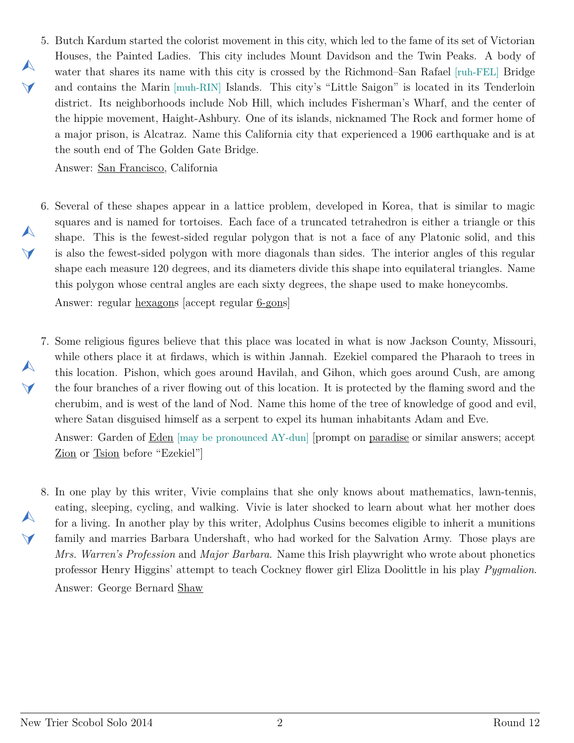5. Butch Kardum started the colorist movement in this city, which led to the fame of its set of Victorian Houses, the Painted Ladies. This city includes Mount Davidson and the Twin Peaks. A body of water that shares its name with this city is crossed by the Richmond–San Rafael [ruh-FEL] Bridge and contains the Marin [muh-RIN] Islands. This city's "Little Saigon" is located in its Tenderloin district. Its neighborhoods include Nob Hill, which includes Fisherman's Wharf, and the center of the hippie movement, Haight-Ashbury. One of its islands, nicknamed The Rock and former home of a major prison, is Alcatraz. Name this California city that experienced a 1906 earthquake and is at the south end of The Golden Gate Bridge.

   Answer: San Francisco, California

6. Several of these shapes appear in a lattice problem, developed in Korea, that is similar to magic squares and is named for tortoises. Each face of a truncated tetrahedron is either a triangle or this shape. This is the fewest-sided regular polygon that is not a face of any Platonic solid, and this is also the fewest-sided polygon with more diagonals than sides. The interior angles of this regular shape each measure 120 degrees, and its diameters divide this shape into equilateral triangles. Name this polygon whose central angles are each sixty degrees, the shape used to make honeycombs.

   Answer: regular hexagons [accept regular 6-gons]

7. Some religious figures believe that this place was located in what is now Jackson County, Missouri, while others place it at firdaws, which is within Jannah. Ezekiel compared the Pharaoh to trees in this location. Pishon, which goes around Havilah, and Gihon, which goes around Cush, are among the four branches of a river flowing out of this location. It is protected by the flaming sword and the cherubim, and is west of the land of Nod. Name this home of the tree of knowledge of good and evil, where Satan disguised himself as a serpent to expel its human inhabitants Adam and Eve.

   Answer: Garden of Eden [may be pronounced AY-dun] [prompt on paradise or similar answers; accept Zion or Tsion before "Ezekiel"]

8. In one play by this writer, Vivie complains that she only knows about mathematics, lawn-tennis, eating, sleeping, cycling, and walking. Vivie is later shocked to learn about what her mother does for a living. In another play by this writer, Adolphus Cusins becomes eligible to inherit a munitions family and marries Barbara Undershaft, who had worked for the Salvation Army. Those plays are *Mrs. Warren's Profession* and *Major Barbara*. Name this Irish playwright who wrote about phonetics professor Henry Higgins' attempt to teach Cockney flower girl Eliza Doolittle in his play *Pygmalion*.

   Answer: George Bernard Shaw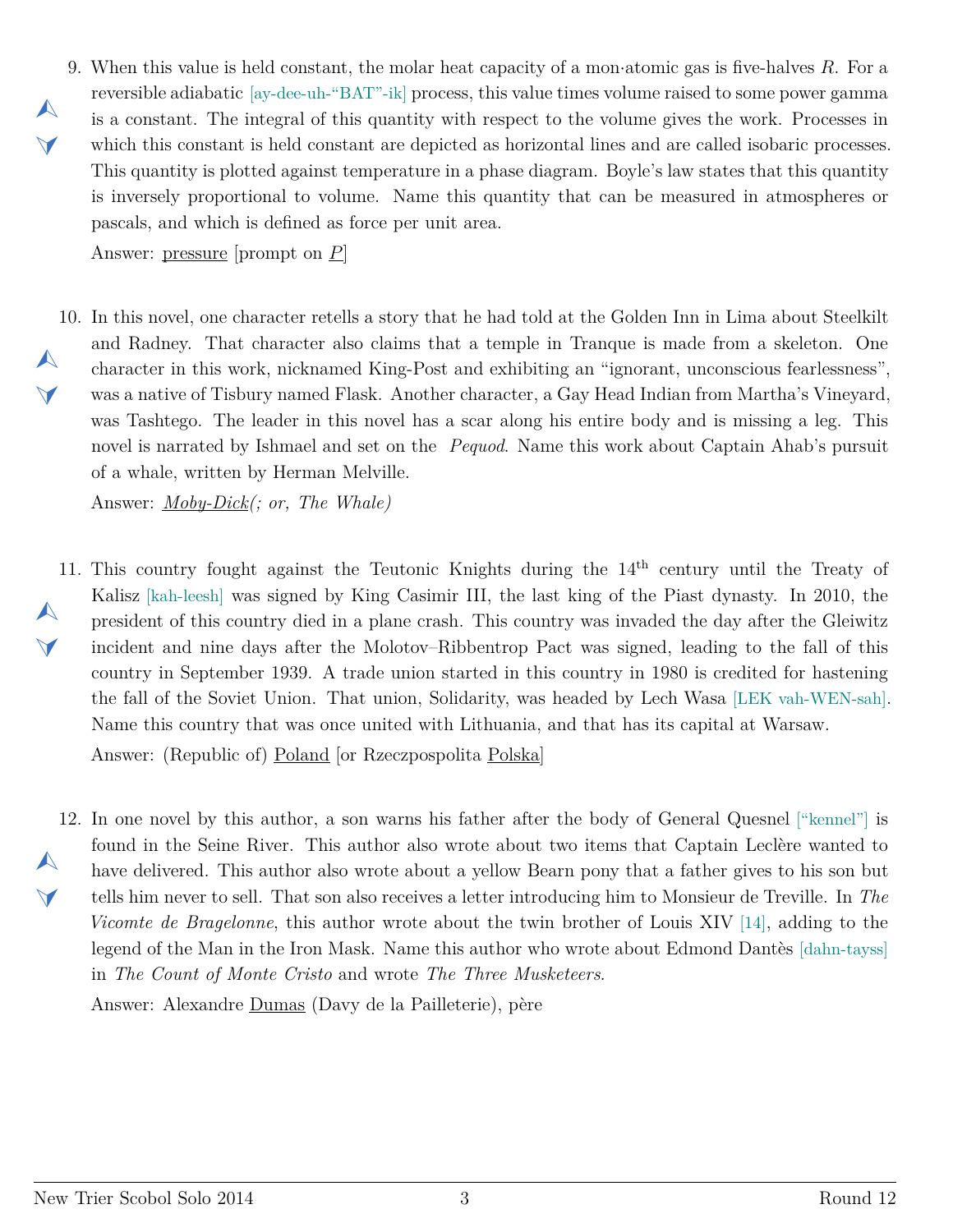9. When this value is held constant, the molar heat capacity of a mon·atomic gas is five-halves $R$. For a reversible adiabatic [ay-dee-uh-“BAT”-ik] process, this value times volume raised to some power gamma is a constant. The integral of this quantity with respect to the volume gives the work. Processes in which this constant is held constant are depicted as horizontal lines and are called isobaric processes. This quantity is plotted against temperature in a phase diagram. Boyle’s law states that this quantity is inversely proportional to volume. Name this quantity that can be measured in atmospheres or pascals, and which is defined as force per unit area.

   Answer: pressure [prompt on *P*]

10. In this novel, one character retells a story that he had told at the Golden Inn in Lima about Steelkilt and Radney. That character also claims that a temple in Tranque is made from a skeleton. One character in this work, nicknamed King-Post and exhibiting an “ignorant, unconscious fearlessness”, was a native of Tisbury named Flask. Another character, a Gay Head Indian from Martha’s Vineyard, was Tashtego. The leader in this novel has a scar along his entire body and is missing a leg. This novel is narrated by Ishmael and set on the *Pequod*. Name this work about Captain Ahab’s pursuit of a whale, written by Herman Melville.

    Answer: *Moby-Dick(; or, The Whale)*

11. This country fought against the Teutonic Knights during the 14th century until the Treaty of Kalisz [kah-leesh] was signed by King Casimir III, the last king of the Piast dynasty. In 2010, the president of this country died in a plane crash. This country was invaded the day after the Gleiwitz incident and nine days after the Molotov–Ribbentrop Pact was signed, leading to the fall of this country in September 1939. A trade union started in this country in 1980 is credited for hastening the fall of the Soviet Union. That union, Solidarity, was headed by Lech Wasa [LEK vah-WEN-sah]. Name this country that was once united with Lithuania, and that has its capital at Warsaw.

    Answer: (Republic of) Poland [or Rzeczpospolita Polska]

12. In one novel by this author, a son warns his father after the body of General Quesnel [“kennel”] is found in the Seine River. This author also wrote about two items that Captain Leclère wanted to have delivered. This author also wrote about a yellow Bearn pony that a father gives to his son but tells him never to sell. That son also receives a letter introducing him to Monsieur de Treville. In *The Vicomte de Bragelonne*, this author wrote about the twin brother of Louis XIV [14], adding to the legend of the Man in the Iron Mask. Name this author who wrote about Edmond Dantès [dahn-tayss] in *The Count of Monte Cristo* and wrote *The Three Musketeers*.

    Answer: Alexandre Dumas (Davy de la Pailleterie), père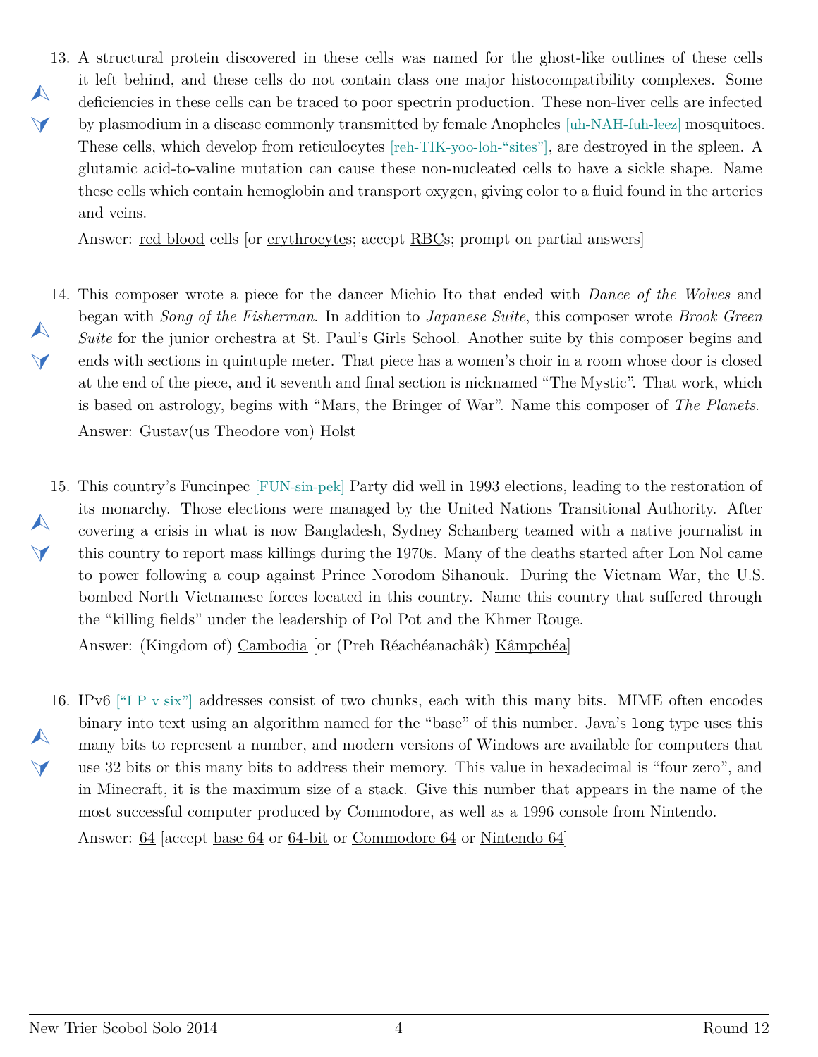13. A structural protein discovered in these cells was named for the ghost-like outlines of these cells it left behind, and these cells do not contain class one major histocompatibility complexes. Some deficiencies in these cells can be traced to poor spectrin production. These non-liver cells are infected by plasmodium in a disease commonly transmitted by female Anopheles [uh-NAH-fuh-leez] mosquitoes. These cells, which develop from reticulocytes [reh-TIK-yoo-loh-"sites"], are destroyed in the spleen. A glutamic acid-to-valine mutation can cause these non-nucleated cells to have a sickle shape. Name these cells which contain hemoglobin and transport oxygen, giving color to a fluid found in the arteries and veins.

    Answer: red blood cells [or erythrocytes; accept RBCs; prompt on partial answers]

14. This composer wrote a piece for the dancer Michio Ito that ended with *Dance of the Wolves* and began with *Song of the Fisherman*. In addition to *Japanese Suite*, this composer wrote *Brook Green Suite* for the junior orchestra at St. Paul's Girls School. Another suite by this composer begins and ends with sections in quintuple meter. That piece has a women's choir in a room whose door is closed at the end of the piece, and it seventh and final section is nicknamed "The Mystic". That work, which is based on astrology, begins with "Mars, the Bringer of War". Name this composer of *The Planets*.

    Answer: Gustav(us Theodore von) Holst

15. This country's Funcinpec [FUN-sin-pek] Party did well in 1993 elections, leading to the restoration of its monarchy. Those elections were managed by the United Nations Transitional Authority. After covering a crisis in what is now Bangladesh, Sydney Schanberg teamed with a native journalist in this country to report mass killings during the 1970s. Many of the deaths started after Lon Nol came to power following a coup against Prince Norodom Sihanouk. During the Vietnam War, the U.S. bombed North Vietnamese forces located in this country. Name this country that suffered through the "killing fields" under the leadership of Pol Pot and the Khmer Rouge.

    Answer: (Kingdom of) Cambodia [or (Preh Réachéanachâk) Kâmpchéa]

16. IPv6 ["I P v six"] addresses consist of two chunks, each with this many bits. MIME often encodes binary into text using an algorithm named for the "base" of this number. Java's `long` type uses this many bits to represent a number, and modern versions of Windows are available for computers that use 32 bits or this many bits to address their memory. This value in hexadecimal is "four zero", and in Minecraft, it is the maximum size of a stack. Give this number that appears in the name of the most successful computer produced by Commodore, as well as a 1996 console from Nintendo.

    Answer: 64 [accept base 64 or 64-bit or Commodore 64 or Nintendo 64]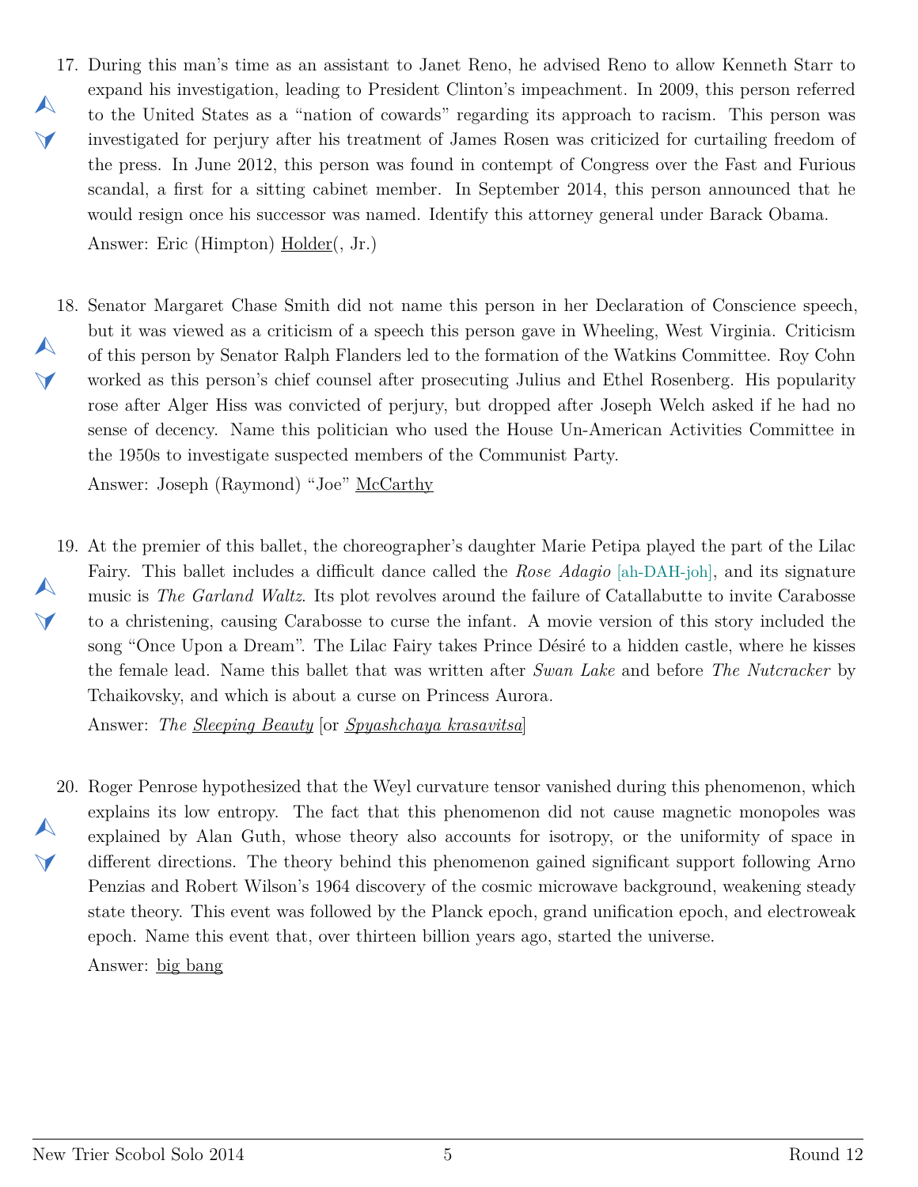17. During this man's time as an assistant to Janet Reno, he advised Reno to allow Kenneth Starr to expand his investigation, leading to President Clinton's impeachment. In 2009, this person referred to the United States as a "nation of cowards" regarding its approach to racism. This person was investigated for perjury after his treatment of James Rosen was criticized for curtailing freedom of the press. In June 2012, this person was found in contempt of Congress over the Fast and Furious scandal, a first for a sitting cabinet member. In September 2014, this person announced that he would resign once his successor was named. Identify this attorney general under Barack Obama.

    Answer: Eric (Himpton) Holder(, Jr.)

18. Senator Margaret Chase Smith did not name this person in her Declaration of Conscience speech, but it was viewed as a criticism of a speech this person gave in Wheeling, West Virginia. Criticism of this person by Senator Ralph Flanders led to the formation of the Watkins Committee. Roy Cohn worked as this person's chief counsel after prosecuting Julius and Ethel Rosenberg. His popularity rose after Alger Hiss was convicted of perjury, but dropped after Joseph Welch asked if he had no sense of decency. Name this politician who used the House Un-American Activities Committee in the 1950s to investigate suspected members of the Communist Party.

    Answer: Joseph (Raymond) "Joe" McCarthy

19. At the premier of this ballet, the choreographer's daughter Marie Petipa played the part of the Lilac Fairy. This ballet includes a difficult dance called the *Rose Adagio* [ah-DAH-joh], and its signature music is *The Garland Waltz*. Its plot revolves around the failure of Catallabutte to invite Carabosse to a christening, causing Carabosse to curse the infant. A movie version of this story included the song "Once Upon a Dream". The Lilac Fairy takes Prince Désiré to a hidden castle, where he kisses the female lead. Name this ballet that was written after *Swan Lake* and before *The Nutcracker* by Tchaikovsky, and which is about a curse on Princess Aurora.

    Answer: *The Sleeping Beauty* [or *Spyashchaya krasavitsa*]

20. Roger Penrose hypothesized that the Weyl curvature tensor vanished during this phenomenon, which explains its low entropy. The fact that this phenomenon did not cause magnetic monopoles was explained by Alan Guth, whose theory also accounts for isotropy, or the uniformity of space in different directions. The theory behind this phenomenon gained significant support following Arno Penzias and Robert Wilson's 1964 discovery of the cosmic microwave background, weakening steady state theory. This event was followed by the Planck epoch, grand unification epoch, and electroweak epoch. Name this event that, over thirteen billion years ago, started the universe.

    Answer: big bang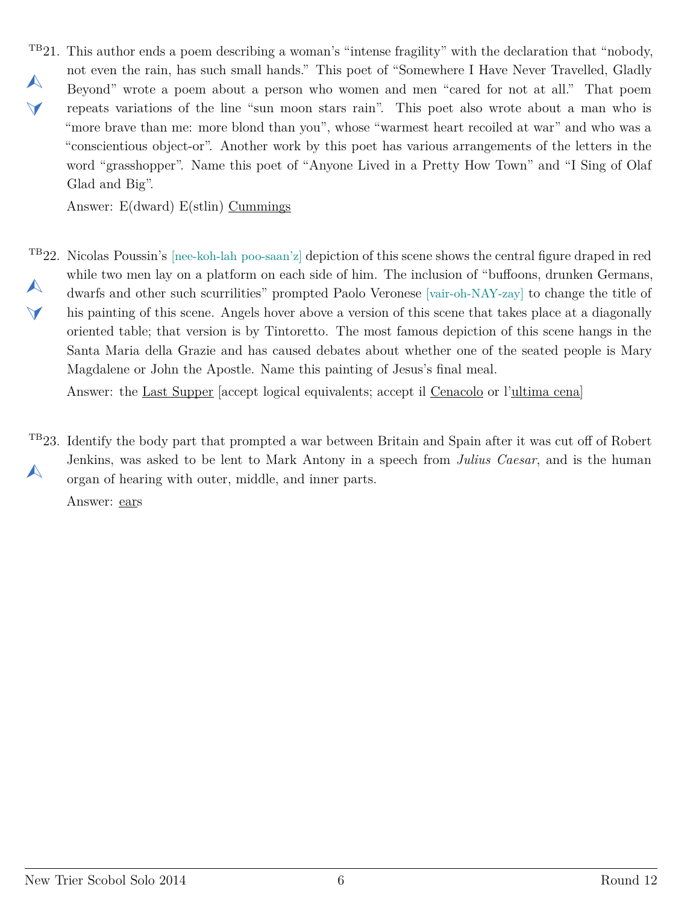[TB]21. This author ends a poem describing a woman's "intense fragility" with the declaration that "nobody, not even the rain, has such small hands." This poet of "Somewhere I Have Never Travelled, Gladly Beyond" wrote a poem about a person who women and men "cared for not at all." That poem repeats variations of the line "sun moon stars rain". This poet also wrote about a man who is "more brave than me: more blond than you", whose "warmest heart recoiled at war" and who was a "conscientious object-or". Another work by this poet has various arrangements of the letters in the word "grasshopper". Name this poet of "Anyone Lived in a Pretty How Town" and "I Sing of Olaf Glad and Big".

Answer: E(dward) E(stlin) Cummings

[TB]22. Nicolas Poussin's [nee-koh-lah poo-saan'z] depiction of this scene shows the central figure draped in red while two men lay on a platform on each side of him. The inclusion of "buffoons, drunken Germans, dwarfs and other such scurrilities" prompted Paolo Veronese [vair-oh-NAY-zay] to change the title of his painting of this scene. Angels hover above a version of this scene that takes place at a diagonally oriented table; that version is by Tintoretto. The most famous depiction of this scene hangs in the Santa Maria della Grazie and has caused debates about whether one of the seated people is Mary Magdalene or John the Apostle. Name this painting of Jesus's final meal.

Answer: the Last Supper [accept logical equivalents; accept il Cenacolo or l'ultima cena]

[TB]23. Identify the body part that prompted a war between Britain and Spain after it was cut off of Robert Jenkins, was asked to be lent to Mark Antony in a speech from *Julius Caesar*, and is the human organ of hearing with outer, middle, and inner parts.

Answer: ears